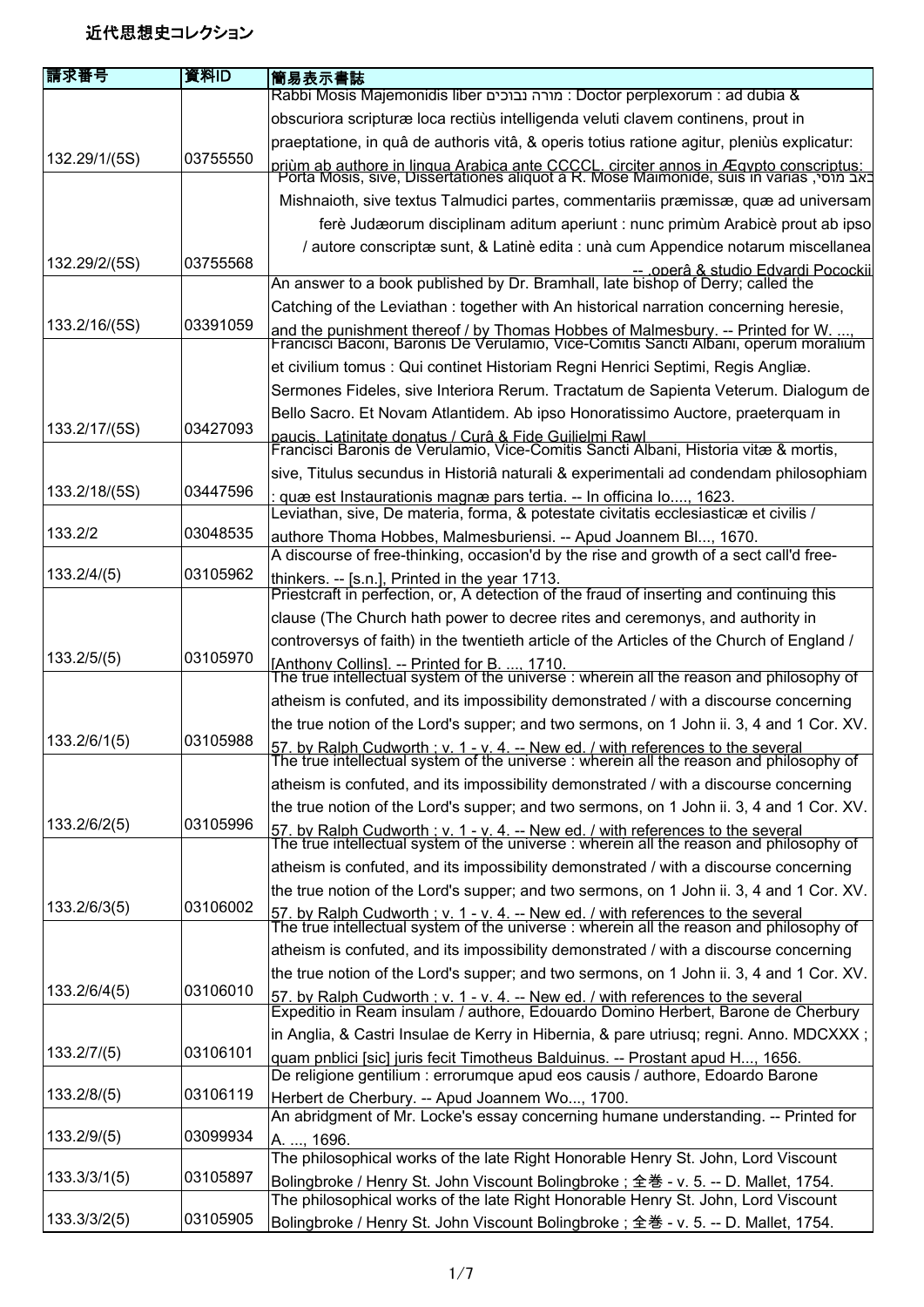# 近代思想史コレクション

| 請求番号 | 資料ID | 簡易表示書誌 |
|---|---|---|
| 132.29/1/(5S) | 03755550 | Rabbi Mosis Majemonidis liber מורה נבוכים : Doctor perplexorum : ad dubia & obscuriora scripturæ loca rectiùs intelligenda veluti clavem continens, prout in praeptatione, in quâ de authoris vitâ, & operis totius ratione agitur, pleniùs explicatur: priùm ab authore in lingua Arabica ante CCCCL. circiter annos in Ægypto conscriptus: |
| 132.29/2/(5S) | 03755568 | Porta Mosis, sive, Dissertationes aliquot à R. Mose Maimonide, suis in varias באב מוסי, Mishnaioth, sive textus Talmudici partes, commentariis præmissæ, quæ ad universam ferè Judæorum disciplinam aditum aperiunt : nunc primùm Arabicè prout ab ipso / autore conscriptæ sunt, & Latinè edita : unà cum Appendice notarum miscellanea -- operâ & studio Edvardi Pocockii |
| 133.2/16/(5S) | 03391059 | An answer to a book published by Dr. Bramhall, late bishop of Derry; called the Catching of the Leviathan : together with An historical narration concerning heresie, and the punishment thereof / by Thomas Hobbes of Malmesbury. -- Printed for W. ..., |
| 133.2/17/(5S) | 03427093 | Francisci Baconi, Baronis De Verulamio, Vice-Comitis Sancti Albani, operum moralium et civilium tomus : Qui continet Historiam Regni Henrici Septimi, Regis Angliæ. Sermones Fideles, sive Interiora Rerum. Tractatum de Sapienta Veterum. Dialogum de Bello Sacro. Et Novam Atlantidem. Ab ipso Honoratissimo Auctore, praeterquam in paucis, Latinitate donatus / Curâ & Fide Guilielmi Rawl |
| 133.2/18/(5S) | 03447596 | Francisci Baronis de Verulamio, Vice-Comitis Sancti Albani, Historia vitæ & mortis, sive, Titulus secundus in Historiâ naturali & experimentali ad condendam philosophiam : quæ est Instaurationis magnæ pars tertia. -- In officina Io...., 1623. |
| 133.2/2 | 03048535 | Leviathan, sive, De materia, forma, & potestate civitatis ecclesiasticæ et civilis / authore Thoma Hobbes, Malmesburiensi. -- Apud Joannem Bl..., 1670. |
| 133.2/4/(5) | 03105962 | A discourse of free-thinking, occasion'd by the rise and growth of a sect call'd free-thinkers. -- [s.n.], Printed in the year 1713. |
| 133.2/5/(5) | 03105970 | Priestcraft in perfection, or, A detection of the fraud of inserting and continuing this clause (The Church hath power to decree rites and ceremonys, and authority in controversys of faith) in the twentieth article of the Articles of the Church of England / [Anthony Collins]. -- Printed for B. ..., 1710. |
| 133.2/6/1(5) | 03105988 | The true intellectual system of the universe : wherein all the reason and philosophy of atheism is confuted, and its impossibility demonstrated / with a discourse concerning the true notion of the Lord's supper; and two sermons, on 1 John ii. 3, 4 and 1 Cor. XV. 57. by Ralph Cudworth ; v. 1 - v. 4. -- New ed. / with references to the several |
| 133.2/6/2(5) | 03105996 | The true intellectual system of the universe : wherein all the reason and philosophy of atheism is confuted, and its impossibility demonstrated / with a discourse concerning the true notion of the Lord's supper; and two sermons, on 1 John ii. 3, 4 and 1 Cor. XV. 57. by Ralph Cudworth ; v. 1 - v. 4. -- New ed. / with references to the several |
| 133.2/6/3(5) | 03106002 | The true intellectual system of the universe : wherein all the reason and philosophy of atheism is confuted, and its impossibility demonstrated / with a discourse concerning the true notion of the Lord's supper; and two sermons, on 1 John ii. 3, 4 and 1 Cor. XV. 57. by Ralph Cudworth ; v. 1 - v. 4. -- New ed. / with references to the several |
| 133.2/6/4(5) | 03106010 | The true intellectual system of the universe : wherein all the reason and philosophy of atheism is confuted, and its impossibility demonstrated / with a discourse concerning the true notion of the Lord's supper; and two sermons, on 1 John ii. 3, 4 and 1 Cor. XV. 57. by Ralph Cudworth ; v. 1 - v. 4. -- New ed. / with references to the several |
| 133.2/7/(5) | 03106101 | Expeditio in Ream insulam / authore, Edouardo Domino Herbert, Barone de Cherbury in Anglia, & Castri Insulae de Kerry in Hibernia, & pare utriusq; regni. Anno. MDCXXX ; quam pnblici [sic] juris fecit Timotheus Balduinus. -- Prostant apud H..., 1656. |
| 133.2/8/(5) | 03106119 | De religione gentilium : errorumque apud eos causis / authore, Edoardo Barone Herbert de Cherbury. -- Apud Joannem Wo..., 1700. |
| 133.2/9/(5) | 03099934 | An abridgment of Mr. Locke's essay concerning humane understanding. -- Printed for A. ..., 1696. |
| 133.3/3/1(5) | 03105897 | The philosophical works of the late Right Honorable Henry St. John, Lord Viscount Bolingbroke / Henry St. John Viscount Bolingbroke ; 全巻 - v. 5. -- D. Mallet, 1754. |
| 133.3/3/2(5) | 03105905 | The philosophical works of the late Right Honorable Henry St. John, Lord Viscount Bolingbroke / Henry St. John Viscount Bolingbroke ; 全巻 - v. 5. -- D. Mallet, 1754. |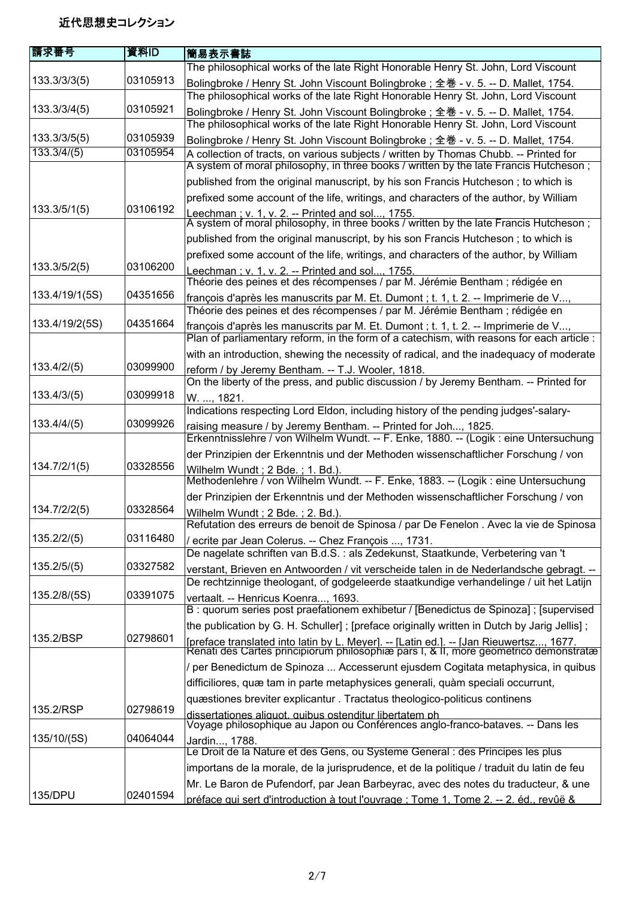## 近代思想史コレクション

| 請求番号 | 資料ID | 簡易表示書誌 |
| --- | --- | --- |
| 133.3/3/3(5) | 03105913 | The philosophical works of the late Right Honorable Henry St. John, Lord Viscount Bolingbroke / Henry St. John Viscount Bolingbroke ; 全巻 - v. 5. -- D. Mallet, 1754. |
| 133.3/3/4(5) | 03105921 | The philosophical works of the late Right Honorable Henry St. John, Lord Viscount Bolingbroke / Henry St. John Viscount Bolingbroke ; 全巻 - v. 5. -- D. Mallet, 1754. |
| 133.3/3/5(5) | 03105939 | The philosophical works of the late Right Honorable Henry St. John, Lord Viscount Bolingbroke / Henry St. John Viscount Bolingbroke ; 全巻 - v. 5. -- D. Mallet, 1754. |
| 133.3/4/(5) | 03105954 | A collection of tracts, on various subjects / written by Thomas Chubb. -- Printed for |
| 133.3/5/1(5) | 03106192 | A system of moral philosophy, in three books / written by the late Francis Hutcheson ; published from the original manuscript, by his son Francis Hutcheson ; to which is prefixed some account of the life, writings, and characters of the author, by William Leechman ; v. 1, v. 2. -- Printed and sol..., 1755. |
| 133.3/5/2(5) | 03106200 | A system of moral philosophy, in three books / written by the late Francis Hutcheson ; published from the original manuscript, by his son Francis Hutcheson ; to which is prefixed some account of the life, writings, and characters of the author, by William Leechman ; v. 1, v. 2. -- Printed and sol..., 1755. |
| 133.4/19/1(5S) | 04351656 | Théorie des peines et des récompenses / par M. Jérémie Bentham ; rédigée en françois d'après les manuscrits par M. Et. Dumont ; t. 1, t. 2. -- Imprimerie de V..., |
| 133.4/19/2(5S) | 04351664 | Théorie des peines et des récompenses / par M. Jérémie Bentham ; rédigée en françois d'après les manuscrits par M. Et. Dumont ; t. 1, t. 2. -- Imprimerie de V..., |
| 133.4/2/(5) | 03099900 | Plan of parliamentary reform, in the form of a catechism, with reasons for each article : with an introduction, shewing the necessity of radical, and the inadequacy of moderate reform / by Jeremy Bentham. -- T.J. Wooler, 1818. |
| 133.4/3/(5) | 03099918 | On the liberty of the press, and public discussion / by Jeremy Bentham. -- Printed for W. ..., 1821. |
| 133.4/4/(5) | 03099926 | Indications respecting Lord Eldon, including history of the pending judges'-salary-raising measure / by Jeremy Bentham. -- Printed for Joh..., 1825. |
| 134.7/2/1(5) | 03328556 | Erkenntnisslehre / von Wilhelm Wundt. -- F. Enke, 1880. -- (Logik : eine Untersuchung der Prinzipien der Erkenntnis und der Methoden wissenschaftlicher Forschung / von Wilhelm Wundt ; 2 Bde. ; 1. Bd.). |
| 134.7/2/2(5) | 03328564 | Methodenlehre / von Wilhelm Wundt. -- F. Enke, 1883. -- (Logik : eine Untersuchung der Prinzipien der Erkenntnis und der Methoden wissenschaftlicher Forschung / von Wilhelm Wundt ; 2 Bde. ; 2. Bd.). |
| 135.2/2/(5) | 03116480 | Refutation des erreurs de benoit de Spinosa / par De Fenelon . Avec la vie de Spinosa / ecrite par Jean Colerus. -- Chez François ..., 1731. |
| 135.2/5/(5) | 03327582 | De nagelate schriften van B.d.S. : als Zedekunst, Staatkunde, Verbetering van 't verstant, Brieven en Antwoorden / vit verscheide talen in de Nederlandsche gebragt. -- |
| 135.2/8/(5S) | 03391075 | De rechtzinnige theologant, of godgeleerde staatkundige verhandelinge / uit het Latijn vertaalt. -- Henricus Koenra..., 1693. |
| 135.2/BSP | 02798601 | B : quorum series post praefationem exhibetur / [Benedictus de Spinoza] ; [supervised the publication by G. H. Schuller] ; [preface originally written in Dutch by Jarig Jellis] ; [preface translated into latin by L. Meyer]. -- [Latin ed.]. -- [Jan Rieuwertsz..., 1677. |
| 135.2/RSP | 02798619 | Renati des Cartes principiorum philosophiæ pars I, & II, more geometrico demonstratæ / per Benedictum de Spinoza ... Accesserunt ejusdem Cogitata metaphysica, in quibus difficiliores, quæ tam in parte metaphysices generali, quàm speciali occurrunt, quæstiones breviter explicantur . Tractatus theologico-politicus continens dissertationes aliquot, quibus ostenditur libertatem ph |
| 135/10/(5S) | 04064044 | Voyage philosophique au Japon ou Conférences anglo-franco-bataves. -- Dans les Jardin..., 1788. |
| 135/DPU | 02401594 | Le Droit de la Nature et des Gens, ou Systeme General : des Principes les plus importans de la morale, de la jurisprudence, et de la politique / traduit du latin de feu Mr. Le Baron de Pufendorf, par Jean Barbeyrac, avec des notes du traducteur, & une préface qui sert d'introduction à tout l'ouvrage ; Tome 1, Tome 2. -- 2. éd., revûë & |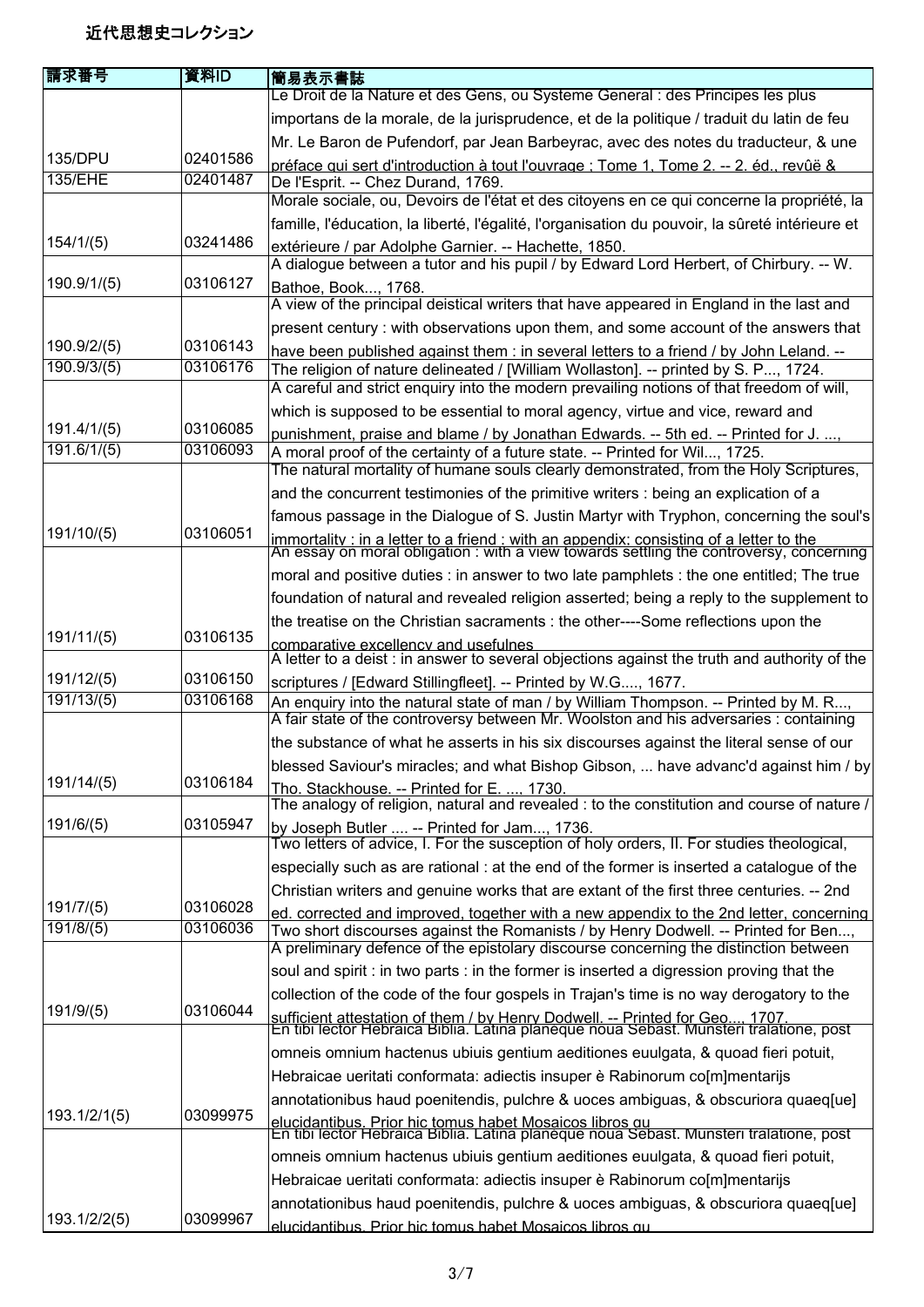# 近代思想史コレクション

| 請求番号 | 資料ID | 簡易表示書誌 |
| --- | --- | --- |
| 135/DPU | 02401586 | Le Droit de la Nature et des Gens, ou Systeme General : des Principes les plus importans de la morale, de la jurisprudence, et de la politique / traduit du latin de feu Mr. Le Baron de Pufendorf, par Jean Barbeyrac, avec des notes du traducteur, & une préface qui sert d'introduction à tout l'ouvrage ; Tome 1, Tome 2. -- 2. éd., revûë & |
| 135/EHE | 02401487 | De l'Esprit. -- Chez Durand, 1769. |
| 154/1/(5) | 03241486 | Morale sociale, ou, Devoirs de l'état et des citoyens en ce qui concerne la propriété, la famille, l'éducation, la liberté, l'égalité, l'organisation du pouvoir, la sûreté intérieure et extérieure / par Adolphe Garnier. -- Hachette, 1850. |
| 190.9/1/(5) | 03106127 | A dialogue between a tutor and his pupil / by Edward Lord Herbert, of Chirbury. -- W. Bathoe, Book..., 1768. |
| 190.9/2/(5) | 03106143 | A view of the principal deistical writers that have appeared in England in the last and present century : with observations upon them, and some account of the answers that have been published against them : in several letters to a friend / by John Leland. -- |
| 190.9/3/(5) | 03106176 | The religion of nature delineated / [William Wollaston]. -- printed by S. P..., 1724. |
| 191.4/1/(5) | 03106085 | A careful and strict enquiry into the modern prevailing notions of that freedom of will, which is supposed to be essential to moral agency, virtue and vice, reward and punishment, praise and blame / by Jonathan Edwards. -- 5th ed. -- Printed for J. ..., |
| 191.6/1/(5) | 03106093 | A moral proof of the certainty of a future state. -- Printed for Wil..., 1725. |
| 191/10/(5) | 03106051 | The natural mortality of humane souls clearly demonstrated, from the Holy Scriptures, and the concurrent testimonies of the primitive writers : being an explication of a famous passage in the Dialogue of S. Justin Martyr with Tryphon, concerning the soul's immortality : in a letter to a friend : with an appendix; consisting of a letter to the |
| 191/11/(5) | 03106135 | An essay on moral obligation : with a view towards settling the controversy, concerning moral and positive duties : in answer to two late pamphlets : the one entitled; The true foundation of natural and revealed religion asserted; being a reply to the supplement to the treatise on the Christian sacraments : the other----Some reflections upon the comparative excellency and usefulnes |
| 191/12/(5) | 03106150 | A letter to a deist : in answer to several objections against the truth and authority of the scriptures / [Edward Stillingfleet]. -- Printed by W.G...., 1677. |
| 191/13/(5) | 03106168 | An enquiry into the natural state of man / by William Thompson. -- Printed by M. R..., |
| 191/14/(5) | 03106184 | A fair state of the controversy between Mr. Woolston and his adversaries : containing the substance of what he asserts in his six discourses against the literal sense of our blessed Saviour's miracles; and what Bishop Gibson, ... have advanc'd against him / by Tho. Stackhouse. -- Printed for E. ..., 1730. |
| 191/6/(5) | 03105947 | The analogy of religion, natural and revealed : to the constitution and course of nature / by Joseph Butler .... -- Printed for Jam..., 1736. |
| 191/7/(5) | 03106028 | Two letters of advice, I. For the susception of holy orders, II. For studies theological, especially such as are rational : at the end of the former is inserted a catalogue of the Christian writers and genuine works that are extant of the first three centuries. -- 2nd ed. corrected and improved, together with a new appendix to the 2nd letter, concerning |
| 191/8/(5) | 03106036 | Two short discourses against the Romanists / by Henry Dodwell. -- Printed for Ben..., |
| 191/9/(5) | 03106044 | A preliminary defence of the epistolary discourse concerning the distinction between soul and spirit : in two parts : in the former is inserted a digression proving that the collection of the code of the four gospels in Trajan's time is no way derogatory to the sufficient attestation of them / by Henry Dodwell. -- Printed for Geo..., 1707. |
| 193.1/2/1(5) | 03099975 | En tibi lector Hebraica Biblia. Latina planeque noua Sebast. Munsteri tralatione, post omneis omnium hactenus ubiuis gentium aeditiones euulgata, & quoad fieri potuit, Hebraicae ueritati conformata: adiectis insuper è Rabinorum co[m]mentarijs annotationibus haud poenitendis, pulchre & uoces ambiguas, & obscuriora quaeq[ue] elucidantibus. Prior hic tomus habet Mosaicos libros qu |
| 193.1/2/2(5) | 03099967 | En tibi lector Hebraica Biblia. Latina planeque noua Sebast. Munsteri tralatione, post omneis omnium hactenus ubiuis gentium aeditiones euulgata, & quoad fieri potuit, Hebraicae ueritati conformata: adiectis insuper è Rabinorum co[m]mentarijs annotationibus haud poenitendis, pulchre & uoces ambiguas, & obscuriora quaeq[ue] elucidantibus. Prior hic tomus habet Mosaicos libros qu |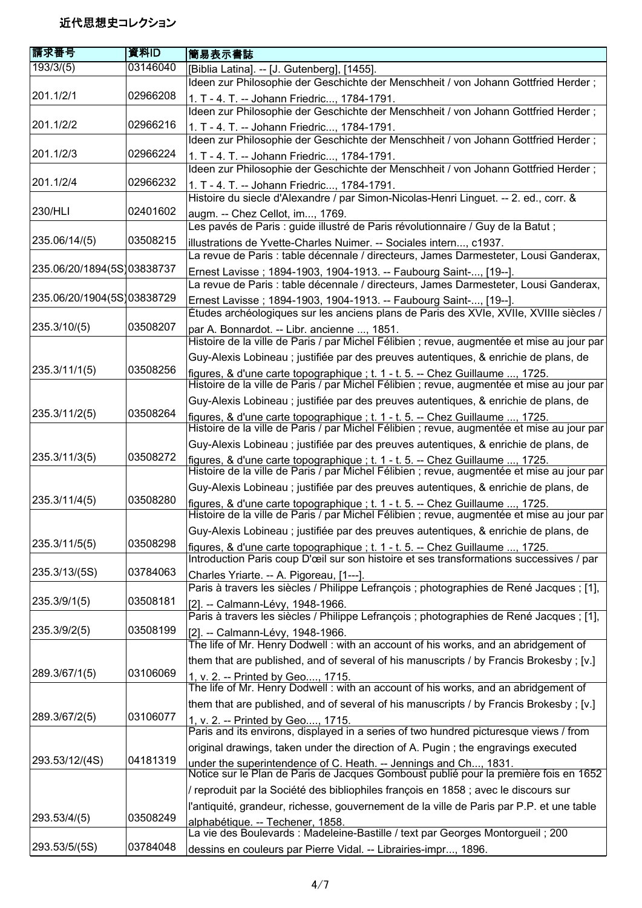# 近代思想史コレクション

| 請求番号 | 資料ID | 簡易表示書誌 |
| --- | --- | --- |
| 193/3/(5) | 03146040 | [Biblia Latina]. -- [J. Gutenberg], [1455]. |
| 201.1/2/1 | 02966208 | Ideen zur Philosophie der Geschichte der Menschheit / von Johann Gottfried Herder ; 1. T - 4. T. -- Johann Friedric..., 1784-1791. |
| 201.1/2/2 | 02966216 | Ideen zur Philosophie der Geschichte der Menschheit / von Johann Gottfried Herder ; 1. T - 4. T. -- Johann Friedric..., 1784-1791. |
| 201.1/2/3 | 02966224 | Ideen zur Philosophie der Geschichte der Menschheit / von Johann Gottfried Herder ; 1. T - 4. T. -- Johann Friedric..., 1784-1791. |
| 201.1/2/4 | 02966232 | Ideen zur Philosophie der Geschichte der Menschheit / von Johann Gottfried Herder ; 1. T - 4. T. -- Johann Friedric..., 1784-1791. |
| 230/HLI | 02401602 | Histoire du siecle d'Alexandre / par Simon-Nicolas-Henri Linguet. -- 2. ed., corr. & augm. -- Chez Cellot, im..., 1769. |
| 235.06/14/(5) | 03508215 | Les pavés de Paris : guide illustré de Paris révolutionnaire / Guy de la Batut ; illustrations de Yvette-Charles Nuimer. -- Sociales intern..., c1937. |
| 235.06/20/1894(5S) | 03838737 | La revue de Paris : table décennale / directeurs, James Darmesteter, Lousi Ganderax, Ernest Lavisse ; 1894-1903, 1904-1913. -- Faubourg Saint-..., [19--]. |
| 235.06/20/1904(5S) | 03838729 | La revue de Paris : table décennale / directeurs, James Darmesteter, Lousi Ganderax, Ernest Lavisse ; 1894-1903, 1904-1913. -- Faubourg Saint-..., [19--]. |
| 235.3/10/(5) | 03508207 | Études archéologiques sur les anciens plans de Paris des XVIe, XVIIe, XVIIIe siècles / par A. Bonnardot. -- Libr. ancienne ..., 1851. |
| 235.3/11/1(5) | 03508256 | Histoire de la ville de Paris / par Michel Félibien ; revue, augmentée et mise au jour par Guy-Alexis Lobineau ; justifiée par des preuves autentiques, & enrichie de plans, de figures, & d'une carte topographique ; t. 1 - t. 5. -- Chez Guillaume ..., 1725. |
| 235.3/11/2(5) | 03508264 | Histoire de la ville de Paris / par Michel Félibien ; revue, augmentée et mise au jour par Guy-Alexis Lobineau ; justifiée par des preuves autentiques, & enrichie de plans, de figures, & d'une carte topographique ; t. 1 - t. 5. -- Chez Guillaume ..., 1725. |
| 235.3/11/3(5) | 03508272 | Histoire de la ville de Paris / par Michel Félibien ; revue, augmentée et mise au jour par Guy-Alexis Lobineau ; justifiée par des preuves autentiques, & enrichie de plans, de figures, & d'une carte topographique ; t. 1 - t. 5. -- Chez Guillaume ..., 1725. |
| 235.3/11/4(5) | 03508280 | Histoire de la ville de Paris / par Michel Félibien ; revue, augmentée et mise au jour par Guy-Alexis Lobineau ; justifiée par des preuves autentiques, & enrichie de plans, de figures, & d'une carte topographique ; t. 1 - t. 5. -- Chez Guillaume ..., 1725. |
| 235.3/11/5(5) | 03508298 | Histoire de la ville de Paris / par Michel Félibien ; revue, augmentée et mise au jour par Guy-Alexis Lobineau ; justifiée par des preuves autentiques, & enrichie de plans, de figures, & d'une carte topographique ; t. 1 - t. 5. -- Chez Guillaume ..., 1725. |
| 235.3/13/(5S) | 03784063 | Introduction Paris coup D'œil sur son histoire et ses transformations successives / par Charles Yriarte. -- A. Pigoreau, [1---]. |
| 235.3/9/1(5) | 03508181 | Paris à travers les siècles / Philippe Lefrançois ; photographies de René Jacques ; [1], [2]. -- Calmann-Lévy, 1948-1966. |
| 235.3/9/2(5) | 03508199 | Paris à travers les siècles / Philippe Lefrançois ; photographies de René Jacques ; [1], [2]. -- Calmann-Lévy, 1948-1966. |
| 289.3/67/1(5) | 03106069 | The life of Mr. Henry Dodwell : with an account of his works, and an abridgement of them that are published, and of several of his manuscripts / by Francis Brokesby ; [v.] 1, v. 2. -- Printed by Geo...., 1715. |
| 289.3/67/2(5) | 03106077 | The life of Mr. Henry Dodwell : with an account of his works, and an abridgement of them that are published, and of several of his manuscripts / by Francis Brokesby ; [v.] 1, v. 2. -- Printed by Geo...., 1715. |
| 293.53/12/(4S) | 04181319 | Paris and its environs, displayed in a series of two hundred picturesque views / from original drawings, taken under the direction of A. Pugin ; the engravings executed under the superintendence of C. Heath. -- Jennings and Ch..., 1831. |
| 293.53/4/(5) | 03508249 | Notice sur le Plan de Paris de Jacques Gomboust publié pour la première fois en 1652 / reproduit par la Société des bibliophiles françois en 1858 ; avec le discours sur l'antiquité, grandeur, richesse, gouvernement de la ville de Paris par P.P. et une table alphabétique. -- Techener, 1858. |
| 293.53/5/(5S) | 03784048 | La vie des Boulevards : Madeleine-Bastille / text par Georges Montorgueil ; 200 dessins en couleurs par Pierre Vidal. -- Librairies-impr..., 1896. |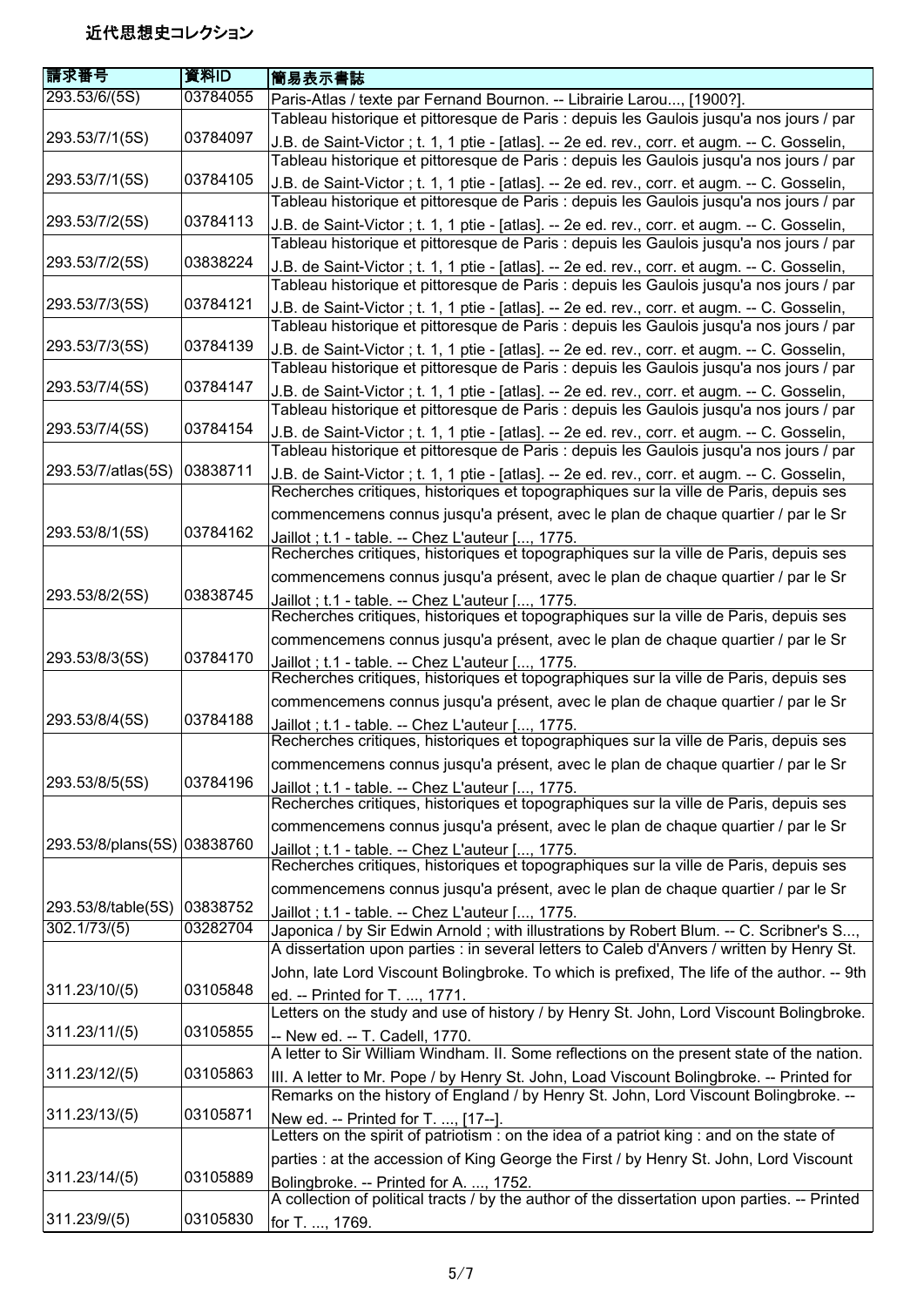# 近代思想史コレクション

| 請求番号 | 資料ID | 簡易表示書誌 |
| --- | --- | --- |
| 293.53/6/(5S) | 03784055 | Paris-Atlas / texte par Fernand Bournon. -- Librairie Larou..., [1900?]. |
| 293.53/7/1(5S) | 03784097 | Tableau historique et pittoresque de Paris : depuis les Gaulois jusqu'a nos jours / par J.B. de Saint-Victor ; t. 1, 1 ptie - [atlas]. -- 2e ed. rev., corr. et augm. -- C. Gosselin, |
| 293.53/7/1(5S) | 03784105 | Tableau historique et pittoresque de Paris : depuis les Gaulois jusqu'a nos jours / par J.B. de Saint-Victor ; t. 1, 1 ptie - [atlas]. -- 2e ed. rev., corr. et augm. -- C. Gosselin, |
| 293.53/7/2(5S) | 03784113 | Tableau historique et pittoresque de Paris : depuis les Gaulois jusqu'a nos jours / par J.B. de Saint-Victor ; t. 1, 1 ptie - [atlas]. -- 2e ed. rev., corr. et augm. -- C. Gosselin, |
| 293.53/7/2(5S) | 03838224 | Tableau historique et pittoresque de Paris : depuis les Gaulois jusqu'a nos jours / par J.B. de Saint-Victor ; t. 1, 1 ptie - [atlas]. -- 2e ed. rev., corr. et augm. -- C. Gosselin, |
| 293.53/7/3(5S) | 03784121 | Tableau historique et pittoresque de Paris : depuis les Gaulois jusqu'a nos jours / par J.B. de Saint-Victor ; t. 1, 1 ptie - [atlas]. -- 2e ed. rev., corr. et augm. -- C. Gosselin, |
| 293.53/7/3(5S) | 03784139 | Tableau historique et pittoresque de Paris : depuis les Gaulois jusqu'a nos jours / par J.B. de Saint-Victor ; t. 1, 1 ptie - [atlas]. -- 2e ed. rev., corr. et augm. -- C. Gosselin, |
| 293.53/7/4(5S) | 03784147 | Tableau historique et pittoresque de Paris : depuis les Gaulois jusqu'a nos jours / par J.B. de Saint-Victor ; t. 1, 1 ptie - [atlas]. -- 2e ed. rev., corr. et augm. -- C. Gosselin, |
| 293.53/7/4(5S) | 03784154 | Tableau historique et pittoresque de Paris : depuis les Gaulois jusqu'a nos jours / par J.B. de Saint-Victor ; t. 1, 1 ptie - [atlas]. -- 2e ed. rev., corr. et augm. -- C. Gosselin, |
| 293.53/7/atlas(5S) | 03838711 | Tableau historique et pittoresque de Paris : depuis les Gaulois jusqu'a nos jours / par J.B. de Saint-Victor ; t. 1, 1 ptie - [atlas]. -- 2e ed. rev., corr. et augm. -- C. Gosselin, |
| 293.53/8/1(5S) | 03784162 | Recherches critiques, historiques et topographiques sur la ville de Paris, depuis ses commencemens connus jusqu'a présent, avec le plan de chaque quartier / par le Sr Jaillot ; t.1 - table. -- Chez L'auteur [..., 1775. |
| 293.53/8/2(5S) | 03838745 | Recherches critiques, historiques et topographiques sur la ville de Paris, depuis ses commencemens connus jusqu'a présent, avec le plan de chaque quartier / par le Sr Jaillot ; t.1 - table. -- Chez L'auteur [..., 1775. |
| 293.53/8/3(5S) | 03784170 | Recherches critiques, historiques et topographiques sur la ville de Paris, depuis ses commencemens connus jusqu'a présent, avec le plan de chaque quartier / par le Sr Jaillot ; t.1 - table. -- Chez L'auteur [..., 1775. |
| 293.53/8/4(5S) | 03784188 | Recherches critiques, historiques et topographiques sur la ville de Paris, depuis ses commencemens connus jusqu'a présent, avec le plan de chaque quartier / par le Sr Jaillot ; t.1 - table. -- Chez L'auteur [..., 1775. |
| 293.53/8/5(5S) | 03784196 | Recherches critiques, historiques et topographiques sur la ville de Paris, depuis ses commencemens connus jusqu'a présent, avec le plan de chaque quartier / par le Sr Jaillot ; t.1 - table. -- Chez L'auteur [..., 1775. |
| 293.53/8/plans(5S) | 03838760 | Recherches critiques, historiques et topographiques sur la ville de Paris, depuis ses commencemens connus jusqu'a présent, avec le plan de chaque quartier / par le Sr Jaillot ; t.1 - table. -- Chez L'auteur [..., 1775. |
| 293.53/8/table(5S) | 03838752 | Recherches critiques, historiques et topographiques sur la ville de Paris, depuis ses commencemens connus jusqu'a présent, avec le plan de chaque quartier / par le Sr Jaillot ; t.1 - table. -- Chez L'auteur [..., 1775. |
| 302.1/73/(5) | 03282704 | Japonica / by Sir Edwin Arnold ; with illustrations by Robert Blum. -- C. Scribner's S..., |
| 311.23/10/(5) | 03105848 | A dissertation upon parties : in several letters to Caleb d'Anvers / written by Henry St. John, late Lord Viscount Bolingbroke. To which is prefixed, The life of the author. -- 9th ed. -- Printed for T. ..., 1771. |
| 311.23/11/(5) | 03105855 | Letters on the study and use of history / by Henry St. John, Lord Viscount Bolingbroke. -- New ed. -- T. Cadell, 1770. |
| 311.23/12/(5) | 03105863 | A letter to Sir William Windham. II. Some reflections on the present state of the nation. III. A letter to Mr. Pope / by Henry St. John, Load Viscount Bolingbroke. -- Printed for |
| 311.23/13/(5) | 03105871 | Remarks on the history of England / by Henry St. John, Lord Viscount Bolingbroke. -- New ed. -- Printed for T. ..., [17--]. |
| 311.23/14/(5) | 03105889 | Letters on the spirit of patriotism : on the idea of a patriot king : and on the state of parties : at the accession of King George the First / by Henry St. John, Lord Viscount Bolingbroke. -- Printed for A. ..., 1752. |
| 311.23/9/(5) | 03105830 | A collection of political tracts / by the author of the dissertation upon parties. -- Printed for T. ..., 1769. |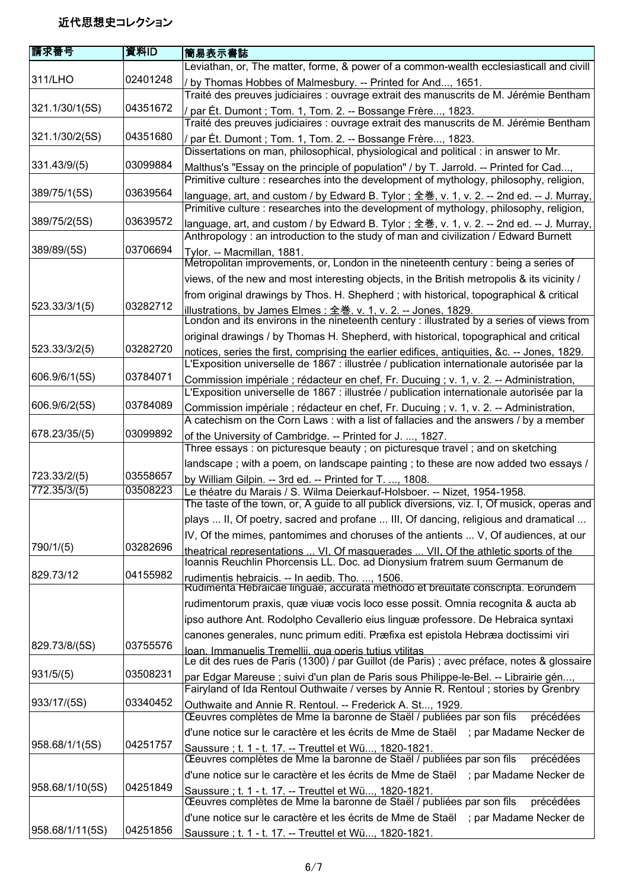# 近代思想史コレクション

| 請求番号 | 資料ID | 簡易表示書誌 |
| --- | --- | --- |
| 311/LHO | 02401248 | Leviathan, or, The matter, forme, & power of a common-wealth ecclesiasticall and civill / by Thomas Hobbes of Malmesbury. -- Printed for And..., 1651. |
| 321.1/30/1(5S) | 04351672 | Traité des preuves judiciaires : ouvrage extrait des manuscrits de M. Jérémie Bentham / par Ét. Dumont ; Tom. 1, Tom. 2. -- Bossange Frère..., 1823. |
| 321.1/30/2(5S) | 04351680 | Traité des preuves judiciaires : ouvrage extrait des manuscrits de M. Jérémie Bentham / par Ét. Dumont ; Tom. 1, Tom. 2. -- Bossange Frère..., 1823. |
| 331.43/9/(5) | 03099884 | Dissertations on man, philosophical, physiological and political : in answer to Mr. Malthus's "Essay on the principle of population" / by T. Jarrold. -- Printed for Cad..., |
| 389/75/1(5S) | 03639564 | Primitive culture : researches into the development of mythology, philosophy, religion, language, art, and custom / by Edward B. Tylor ; 全巻, v. 1, v. 2. -- 2nd ed. -- J. Murray, |
| 389/75/2(5S) | 03639572 | Primitive culture : researches into the development of mythology, philosophy, religion, language, art, and custom / by Edward B. Tylor ; 全巻, v. 1, v. 2. -- 2nd ed. -- J. Murray, |
| 389/89/(5S) | 03706694 | Anthropology : an introduction to the study of man and civilization / Edward Burnett Tylor. -- Macmillan, 1881. |
| 523.33/3/1(5) | 03282712 | Metropolitan improvements, or, London in the nineteenth century : being a series of views, of the new and most interesting objects, in the British metropolis & its vicinity / from original drawings by Thos. H. Shepherd ; with historical, topographical & critical illustrations, by James Elmes ; 全巻, v. 1, v. 2. -- Jones, 1829. |
| 523.33/3/2(5) | 03282720 | London and its environs in the nineteenth century : illustrated by a series of views from original drawings / by Thomas H. Shepherd, with historical, topographical and critical notices, series the first, comprising the earlier edifices, antiquities, &c. -- Jones, 1829. |
| 606.9/6/1(5S) | 03784071 | L'Exposition universelle de 1867 : illustrée / publication internationale autorisée par la Commission impériale ; rédacteur en chef, Fr. Ducuing ; v. 1, v. 2. -- Administration, |
| 606.9/6/2(5S) | 03784089 | L'Exposition universelle de 1867 : illustrée / publication internationale autorisée par la Commission impériale ; rédacteur en chef, Fr. Ducuing ; v. 1, v. 2. -- Administration, |
| 678.23/35/(5) | 03099892 | A catechism on the Corn Laws : with a list of fallacies and the answers / by a member of the University of Cambridge. -- Printed for J. ..., 1827. |
| 723.33/2/(5) | 03558657 | Three essays : on picturesque beauty ; on picturesque travel ; and on sketching landscape ; with a poem, on landscape painting ; to these are now added two essays / by William Gilpin. -- 3rd ed. -- Printed for T. ..., 1808. |
| 772.35/3/(5) | 03508223 | Le théatre du Marais / S. Wilma Deierkauf-Holsboer. -- Nizet, 1954-1958. |
| 790/1/(5) | 03282696 | The taste of the town, or, A guide to all publick diversions, viz. I, Of musick, operas and plays ... II, Of poetry, sacred and profane ... III, Of dancing, religious and dramatical ... IV, Of the mimes, pantomimes and choruses of the antients ... V, Of audiences, at our theatrical representations ... VI, Of masquerades ... VII, Of the athletic sports of the |
| 829.73/12 | 04155982 | Ioannis Reuchlin Phorcensis LL. Doc. ad Dionysium fratrem suum Germanum de rudimentis hebraicis. -- In aedib. Tho. ..., 1506. |
| 829.73/8/(5S) | 03755576 | Rudimenta Hebraicae linguae, accurata methodo et breuitate conscripta. Eorundem rudimentorum praxis, quæ viuæ vocis loco esse possit. Omnia recognita & aucta ab ipso authore Ant. Rodolpho Cevallerio eius linguæ professore. De Hebraica syntaxi canones generales, nunc primum editi. Præfixa est epistola Hebræa doctissimi viri Ioan. Immanuelis Tremellii, qua operis tutius vtilitas |
| 931/5/(5) | 03508231 | Le dit des rues de Paris (1300) / par Guillot (de Paris) ; avec préface, notes & glossaire par Edgar Mareuse ; suivi d'un plan de Paris sous Philippe-le-Bel. -- Librairie gén..., |
| 933/17/(5S) | 03340452 | Fairyland of Ida Rentoul Outhwaite / verses by Annie R. Rentoul ; stories by Grenbry Outhwaite and Annie R. Rentoul. -- Frederick A. St..., 1929. |
| 958.68/1/1(5S) | 04251757 | Œuvres complètes de Mme la baronne de Staël / publiées par son fils précédées d'une notice sur le caractère et les écrits de Mme de Staël ; par Madame Necker de Saussure ; t. 1 - t. 17. -- Treuttel et Wü..., 1820-1821. |
| 958.68/1/10(5S) | 04251849 | Œuvres complètes de Mme la baronne de Staël / publiées par son fils précédées d'une notice sur le caractère et les écrits de Mme de Staël ; par Madame Necker de Saussure ; t. 1 - t. 17. -- Treuttel et Wü..., 1820-1821. |
| 958.68/1/11(5S) | 04251856 | Œuvres complètes de Mme la baronne de Staël / publiées par son fils précédées d'une notice sur le caractère et les écrits de Mme de Staël ; par Madame Necker de Saussure ; t. 1 - t. 17. -- Treuttel et Wü..., 1820-1821. |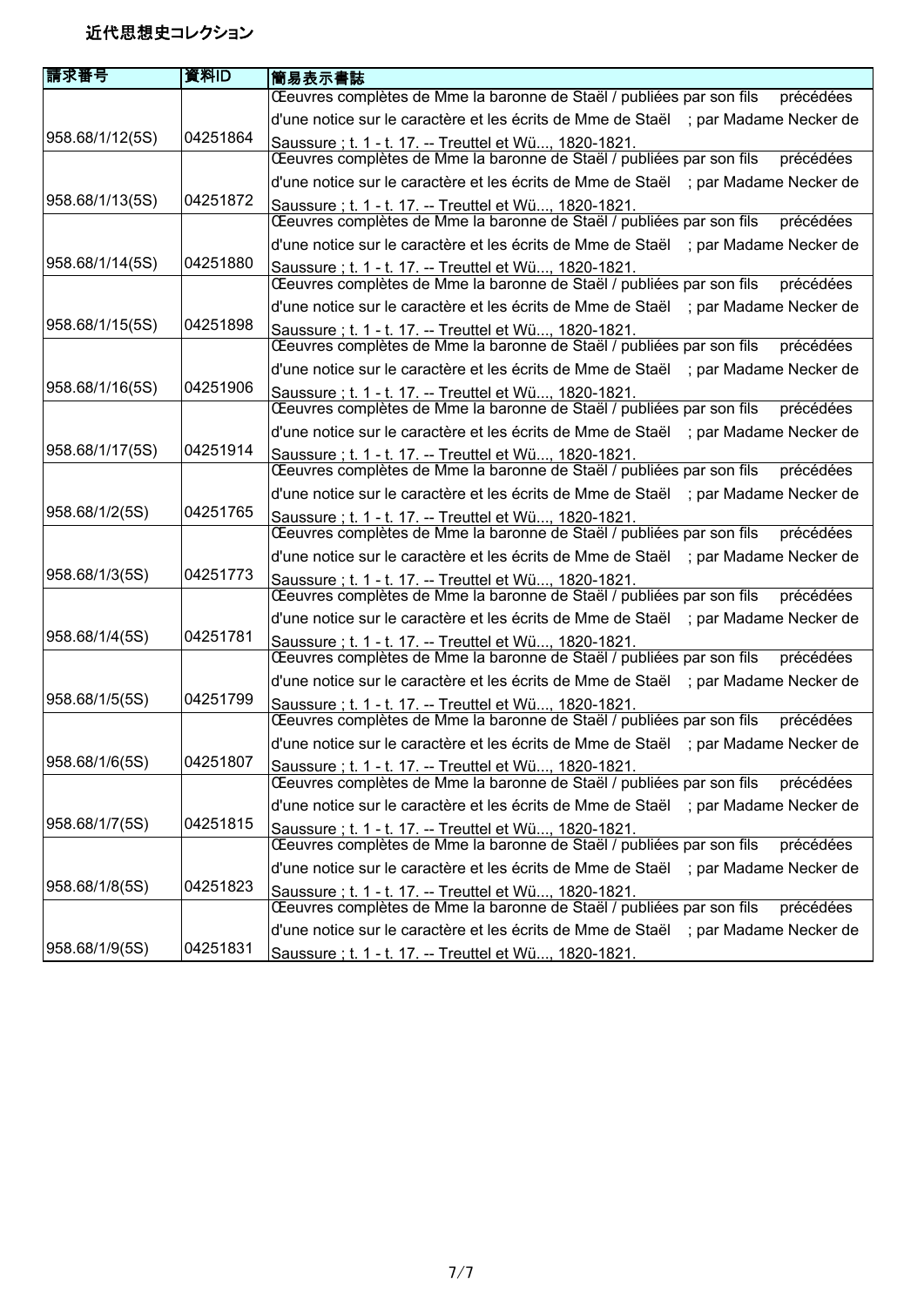# 近代思想史コレクション

| 請求番号 | 資料ID | 簡易表示書誌 |
|---|---|---|
| 958.68/1/12(5S) | 04251864 | Œuvres complètes de Mme la baronne de Staël / publiées par son fils précédées d'une notice sur le caractère et les écrits de Mme de Staël ; par Madame Necker de Saussure ; t. 1 - t. 17. -- Treuttel et Wü..., 1820-1821. |
| 958.68/1/13(5S) | 04251872 | Œuvres complètes de Mme la baronne de Staël / publiées par son fils précédées d'une notice sur le caractère et les écrits de Mme de Staël ; par Madame Necker de Saussure ; t. 1 - t. 17. -- Treuttel et Wü..., 1820-1821. |
| 958.68/1/14(5S) | 04251880 | Œuvres complètes de Mme la baronne de Staël / publiées par son fils précédées d'une notice sur le caractère et les écrits de Mme de Staël ; par Madame Necker de Saussure ; t. 1 - t. 17. -- Treuttel et Wü..., 1820-1821. |
| 958.68/1/15(5S) | 04251898 | Œuvres complètes de Mme la baronne de Staël / publiées par son fils précédées d'une notice sur le caractère et les écrits de Mme de Staël ; par Madame Necker de Saussure ; t. 1 - t. 17. -- Treuttel et Wü..., 1820-1821. |
| 958.68/1/16(5S) | 04251906 | Œuvres complètes de Mme la baronne de Staël / publiées par son fils précédées d'une notice sur le caractère et les écrits de Mme de Staël ; par Madame Necker de Saussure ; t. 1 - t. 17. -- Treuttel et Wü..., 1820-1821. |
| 958.68/1/17(5S) | 04251914 | Œuvres complètes de Mme la baronne de Staël / publiées par son fils précédées d'une notice sur le caractère et les écrits de Mme de Staël ; par Madame Necker de Saussure ; t. 1 - t. 17. -- Treuttel et Wü..., 1820-1821. |
| 958.68/1/2(5S) | 04251765 | Œuvres complètes de Mme la baronne de Staël / publiées par son fils précédées d'une notice sur le caractère et les écrits de Mme de Staël ; par Madame Necker de Saussure ; t. 1 - t. 17. -- Treuttel et Wü..., 1820-1821. |
| 958.68/1/3(5S) | 04251773 | Œuvres complètes de Mme la baronne de Staël / publiées par son fils précédées d'une notice sur le caractère et les écrits de Mme de Staël ; par Madame Necker de Saussure ; t. 1 - t. 17. -- Treuttel et Wü..., 1820-1821. |
| 958.68/1/4(5S) | 04251781 | Œuvres complètes de Mme la baronne de Staël / publiées par son fils précédées d'une notice sur le caractère et les écrits de Mme de Staël ; par Madame Necker de Saussure ; t. 1 - t. 17. -- Treuttel et Wü..., 1820-1821. |
| 958.68/1/5(5S) | 04251799 | Œuvres complètes de Mme la baronne de Staël / publiées par son fils précédées d'une notice sur le caractère et les écrits de Mme de Staël ; par Madame Necker de Saussure ; t. 1 - t. 17. -- Treuttel et Wü..., 1820-1821. |
| 958.68/1/6(5S) | 04251807 | Œuvres complètes de Mme la baronne de Staël / publiées par son fils précédées d'une notice sur le caractère et les écrits de Mme de Staël ; par Madame Necker de Saussure ; t. 1 - t. 17. -- Treuttel et Wü..., 1820-1821. |
| 958.68/1/7(5S) | 04251815 | Œuvres complètes de Mme la baronne de Staël / publiées par son fils précédées d'une notice sur le caractère et les écrits de Mme de Staël ; par Madame Necker de Saussure ; t. 1 - t. 17. -- Treuttel et Wü..., 1820-1821. |
| 958.68/1/8(5S) | 04251823 | Œuvres complètes de Mme la baronne de Staël / publiées par son fils précédées d'une notice sur le caractère et les écrits de Mme de Staël ; par Madame Necker de Saussure ; t. 1 - t. 17. -- Treuttel et Wü..., 1820-1821. |
| 958.68/1/9(5S) | 04251831 | Œuvres complètes de Mme la baronne de Staël / publiées par son fils précédées d'une notice sur le caractère et les écrits de Mme de Staël ; par Madame Necker de Saussure ; t. 1 - t. 17. -- Treuttel et Wü..., 1820-1821. |